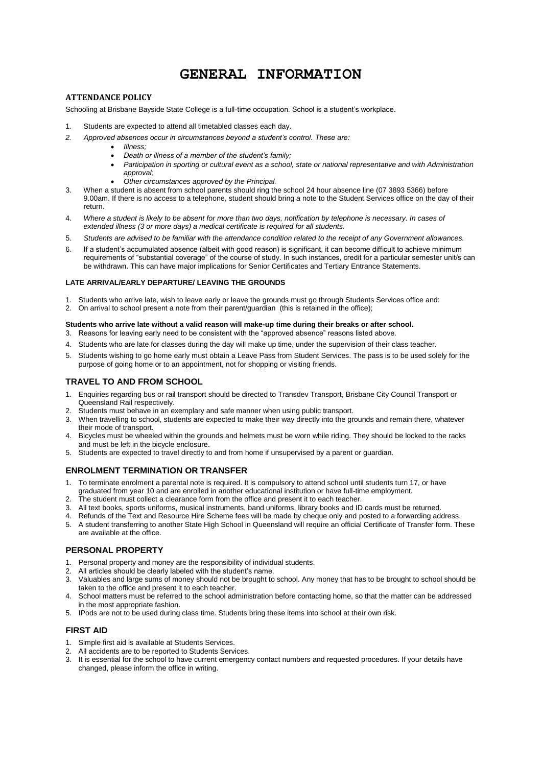# GENERAL INFORMATION

## ATTENDANCE POLICY

Schooling at Brisbane Bayside State College is a full-time occupation. School is a student's workplace.

1. Students are expected to attend all timetabled classes each day.
2. *Approved absences occur in circumstances beyond a student's control. These are:*
   - *Illness;*
   - *Death or illness of a member of the student's family;*
   - *Participation in sporting or cultural event as a school, state or national representative and with Administration approval;*
   - *Other circumstances approved by the Principal.*
3. When a student is absent from school parents should ring the school 24 hour absence line (07 3893 5366) before 9.00am. If there is no access to a telephone, student should bring a note to the Student Services office on the day of their return.
4. *Where a student is likely to be absent for more than two days, notification by telephone is necessary. In cases of extended illness (3 or more days) a medical certificate is required for all students.*
5. *Students are advised to be familiar with the attendance condition related to the receipt of any Government allowances.*
6. If a student's accumulated absence (albeit with good reason) is significant, it can become difficult to achieve minimum requirements of "substantial coverage" of the course of study. In such instances, credit for a particular semester unit/s can be withdrawn. This can have major implications for Senior Certificates and Tertiary Entrance Statements.

### LATE ARRIVAL/EARLY DEPARTURE/ LEAVING THE GROUNDS

1. Students who arrive late, wish to leave early or leave the grounds must go through Students Services office and:
2. On arrival to school present a note from their parent/guardian (this is retained in the office);

**Students who arrive late without a valid reason will make-up time during their breaks or after school.**

3. Reasons for leaving early need to be consistent with the "approved absence" reasons listed above.
4. Students who are late for classes during the day will make up time, under the supervision of their class teacher.
5. Students wishing to go home early must obtain a Leave Pass from Student Services. The pass is to be used solely for the purpose of going home or to an appointment, not for shopping or visiting friends.

## TRAVEL TO AND FROM SCHOOL

1. Enquiries regarding bus or rail transport should be directed to Transdev Transport, Brisbane City Council Transport or Queensland Rail respectively.
2. Students must behave in an exemplary and safe manner when using public transport.
3. When travelling to school, students are expected to make their way directly into the grounds and remain there, whatever their mode of transport.
4. Bicycles must be wheeled within the grounds and helmets must be worn while riding. They should be locked to the racks and must be left in the bicycle enclosure.
5. Students are expected to travel directly to and from home if unsupervised by a parent or guardian.

## ENROLMENT TERMINATION OR TRANSFER

1. To terminate enrolment a parental note is required. It is compulsory to attend school until students turn 17, or have graduated from year 10 and are enrolled in another educational institution or have full-time employment.
2. The student must collect a clearance form from the office and present it to each teacher.
3. All text books, sports uniforms, musical instruments, band uniforms, library books and ID cards must be returned.
4. Refunds of the Text and Resource Hire Scheme fees will be made by cheque only and posted to a forwarding address.
5. A student transferring to another State High School in Queensland will require an official Certificate of Transfer form. These are available at the office.

## PERSONAL PROPERTY

1. Personal property and money are the responsibility of individual students.
2. All articles should be clearly labeled with the student's name.
3. Valuables and large sums of money should not be brought to school. Any money that has to be brought to school should be taken to the office and present it to each teacher.
4. School matters must be referred to the school administration before contacting home, so that the matter can be addressed in the most appropriate fashion.
5. IPods are not to be used during class time. Students bring these items into school at their own risk.

## FIRST AID

1. Simple first aid is available at Students Services.
2. All accidents are to be reported to Students Services.
3. It is essential for the school to have current emergency contact numbers and requested procedures. If your details have changed, please inform the office in writing.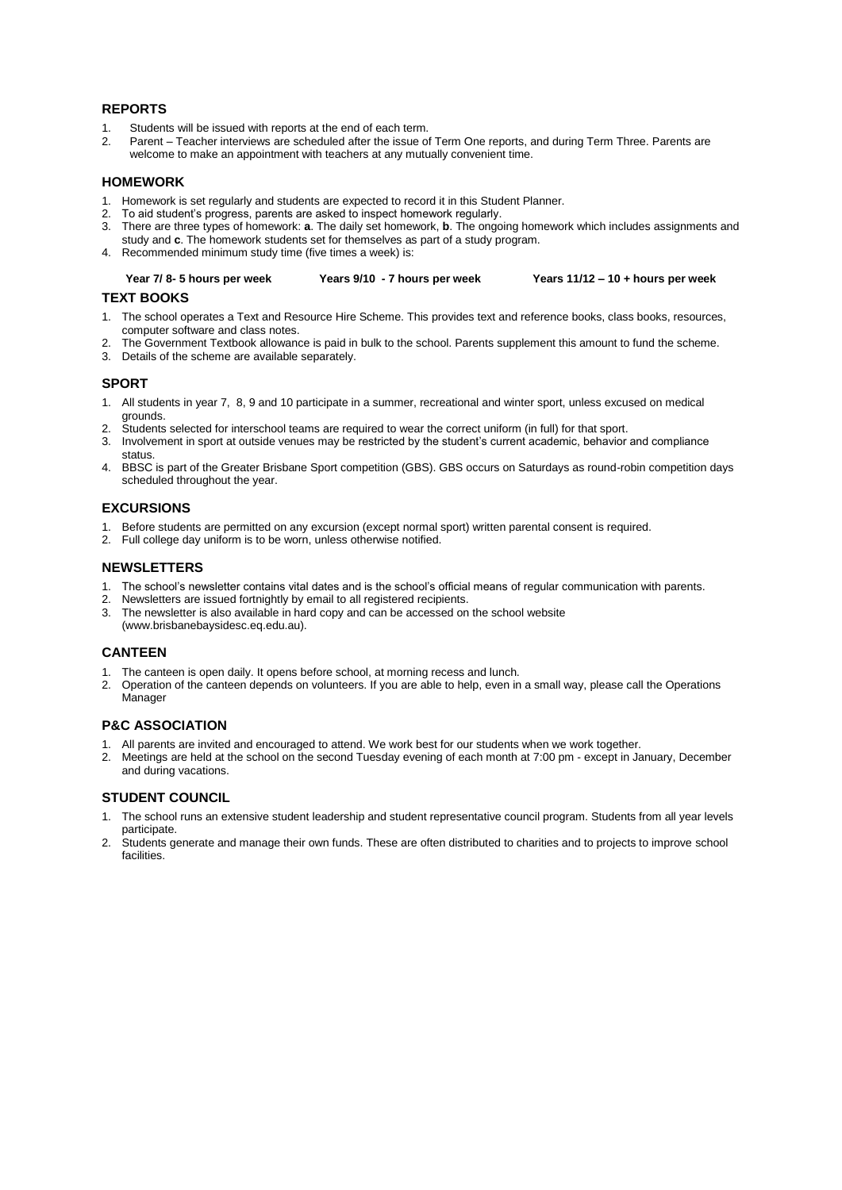## REPORTS

1. Students will be issued with reports at the end of each term.
2. Parent – Teacher interviews are scheduled after the issue of Term One reports, and during Term Three. Parents are welcome to make an appointment with teachers at any mutually convenient time.

## HOMEWORK

1. Homework is set regularly and students are expected to record it in this Student Planner.
2. To aid student's progress, parents are asked to inspect homework regularly.
3. There are three types of homework: **a**. The daily set homework, **b**. The ongoing homework which includes assignments and study and **c**. The homework students set for themselves as part of a study program.
4. Recommended minimum study time (five times a week) is:

**Year 7/ 8- 5 hours per week** **Years 9/10 - 7 hours per week** **Years 11/12 – 10 + hours per week**

## TEXT BOOKS

1. The school operates a Text and Resource Hire Scheme. This provides text and reference books, class books, resources, computer software and class notes.
2. The Government Textbook allowance is paid in bulk to the school. Parents supplement this amount to fund the scheme.
3. Details of the scheme are available separately.

## SPORT

1. All students in year 7, 8, 9 and 10 participate in a summer, recreational and winter sport, unless excused on medical grounds.
2. Students selected for interschool teams are required to wear the correct uniform (in full) for that sport.
3. Involvement in sport at outside venues may be restricted by the student's current academic, behavior and compliance status.
4. BBSC is part of the Greater Brisbane Sport competition (GBS). GBS occurs on Saturdays as round-robin competition days scheduled throughout the year.

## EXCURSIONS

1. Before students are permitted on any excursion (except normal sport) written parental consent is required.
2. Full college day uniform is to be worn, unless otherwise notified.

## NEWSLETTERS

1. The school's newsletter contains vital dates and is the school's official means of regular communication with parents.
2. Newsletters are issued fortnightly by email to all registered recipients.
3. The newsletter is also available in hard copy and can be accessed on the school website (www.brisbanebaysidesc.eq.edu.au).

## CANTEEN

1. The canteen is open daily. It opens before school, at morning recess and lunch.
2. Operation of the canteen depends on volunteers. If you are able to help, even in a small way, please call the Operations Manager

## P&C ASSOCIATION

1. All parents are invited and encouraged to attend. We work best for our students when we work together.
2. Meetings are held at the school on the second Tuesday evening of each month at 7:00 pm - except in January, December and during vacations.

## STUDENT COUNCIL

1. The school runs an extensive student leadership and student representative council program. Students from all year levels participate.
2. Students generate and manage their own funds. These are often distributed to charities and to projects to improve school facilities.